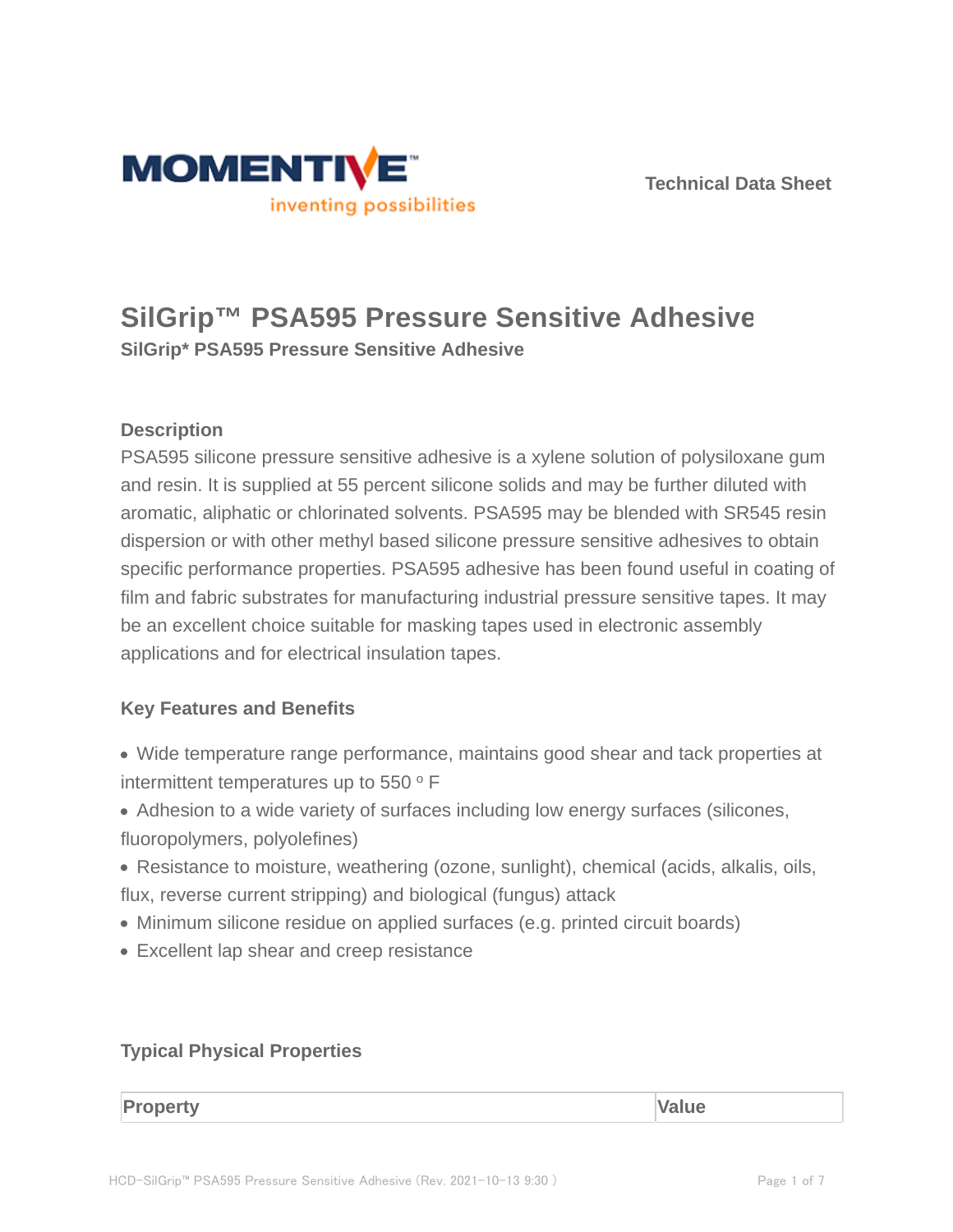Technical Data Sheet

# SilGrip™ PSA595 Pressure Sensitive Adhesive

**SilGrip* PSA595 Pressure Sensitive Adhesive**

### Description

PSA595 silicone pressure sensitive adhesive is a xylene solution of polysiloxane gum and resin. It is supplied at 55 percent silicone solids and may be further diluted with aromatic, aliphatic or chlorinated solvents. PSA595 may be blended with SR545 resin dispersion or with other methyl based silicone pressure sensitive adhesives to obtain specific performance properties. PSA595 adhesive has been found useful in coating of film and fabric substrates for manufacturing industrial pressure sensitive tapes. It may be an excellent choice suitable for masking tapes used in electronic assembly applications and for electrical insulation tapes.

### Key Features and Benefits

- Wide temperature range performance, maintains good shear and tack properties at intermittent temperatures up to 550 º F
- Adhesion to a wide variety of surfaces including low energy surfaces (silicones, fluoropolymers, polyolefines)
- Resistance to moisture, weathering (ozone, sunlight), chemical (acids, alkalis, oils, flux, reverse current stripping) and biological (fungus) attack
- Minimum silicone residue on applied surfaces (e.g. printed circuit boards)
- Excellent lap shear and creep resistance

### Typical Physical Properties

| Property | Value |
| --- | --- |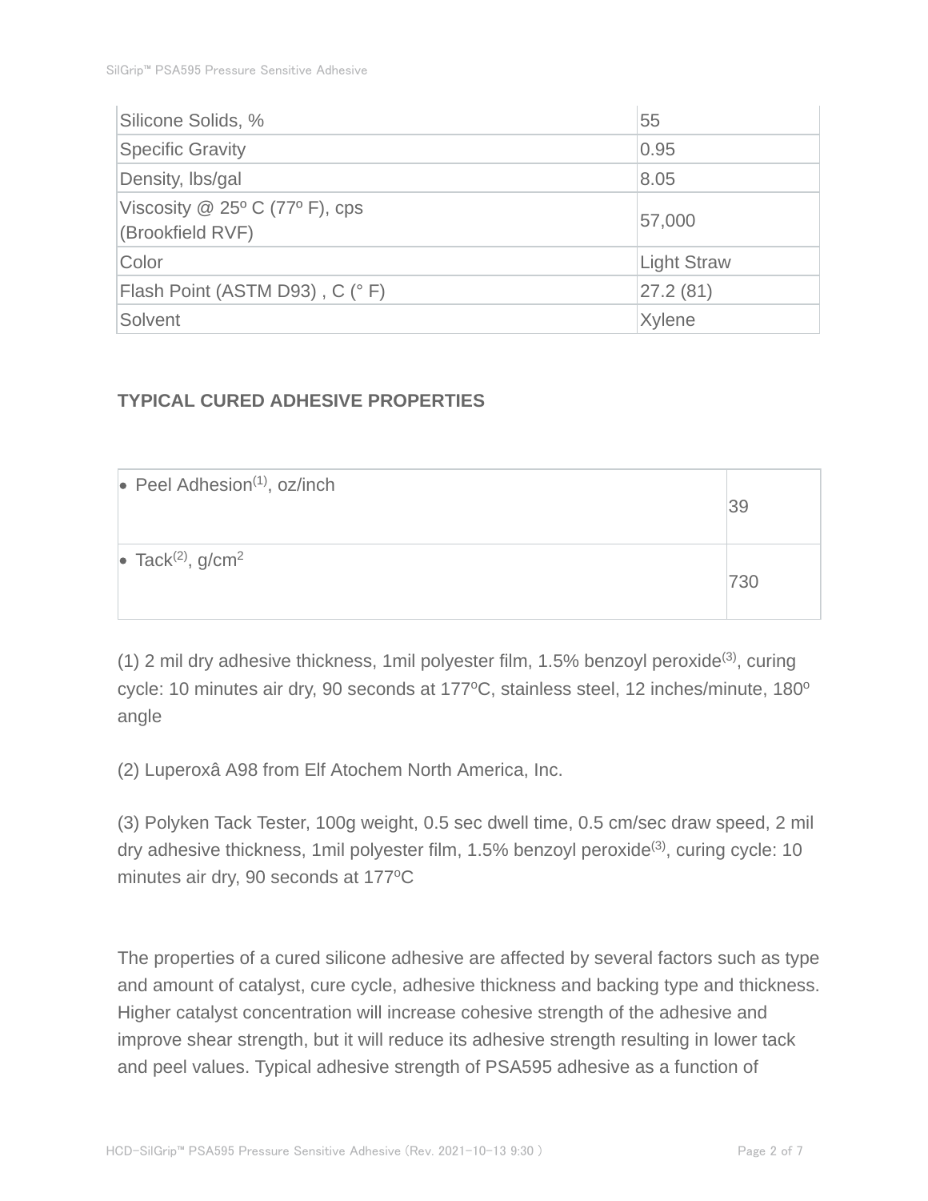| Silicone Solids, % | 55 |
| --- | --- |
| Specific Gravity | 0.95 |
| Density, lbs/gal | 8.05 |
| Viscosity @ 25º C (77º F), cps (Brookfield RVF) | 57,000 |
| Color | Light Straw |
| Flash Point (ASTM D93) , C (° F) | 27.2 (81) |
| Solvent | Xylene |

### TYPICAL CURED ADHESIVE PROPERTIES

| Property | Value |
| --- | --- |
| • Peel Adhesion[(1)], oz/inch | 39 |
| • Tack[(2)], $g/cm^2$ | 730 |

(1) 2 mil dry adhesive thickness, 1mil polyester film, 1.5% benzoyl peroxide[(3)], curing cycle: 10 minutes air dry, 90 seconds at 177ºC, stainless steel, 12 inches/minute, 180º angle

(2) Luperoxâ A98 from Elf Atochem North America, Inc.

(3) Polyken Tack Tester, 100g weight, 0.5 sec dwell time, 0.5 cm/sec draw speed, 2 mil dry adhesive thickness, 1mil polyester film, 1.5% benzoyl peroxide[(3)], curing cycle: 10 minutes air dry, 90 seconds at 177ºC

The properties of a cured silicone adhesive are affected by several factors such as type and amount of catalyst, cure cycle, adhesive thickness and backing type and thickness. Higher catalyst concentration will increase cohesive strength of the adhesive and improve shear strength, but it will reduce its adhesive strength resulting in lower tack and peel values. Typical adhesive strength of PSA595 adhesive as a function of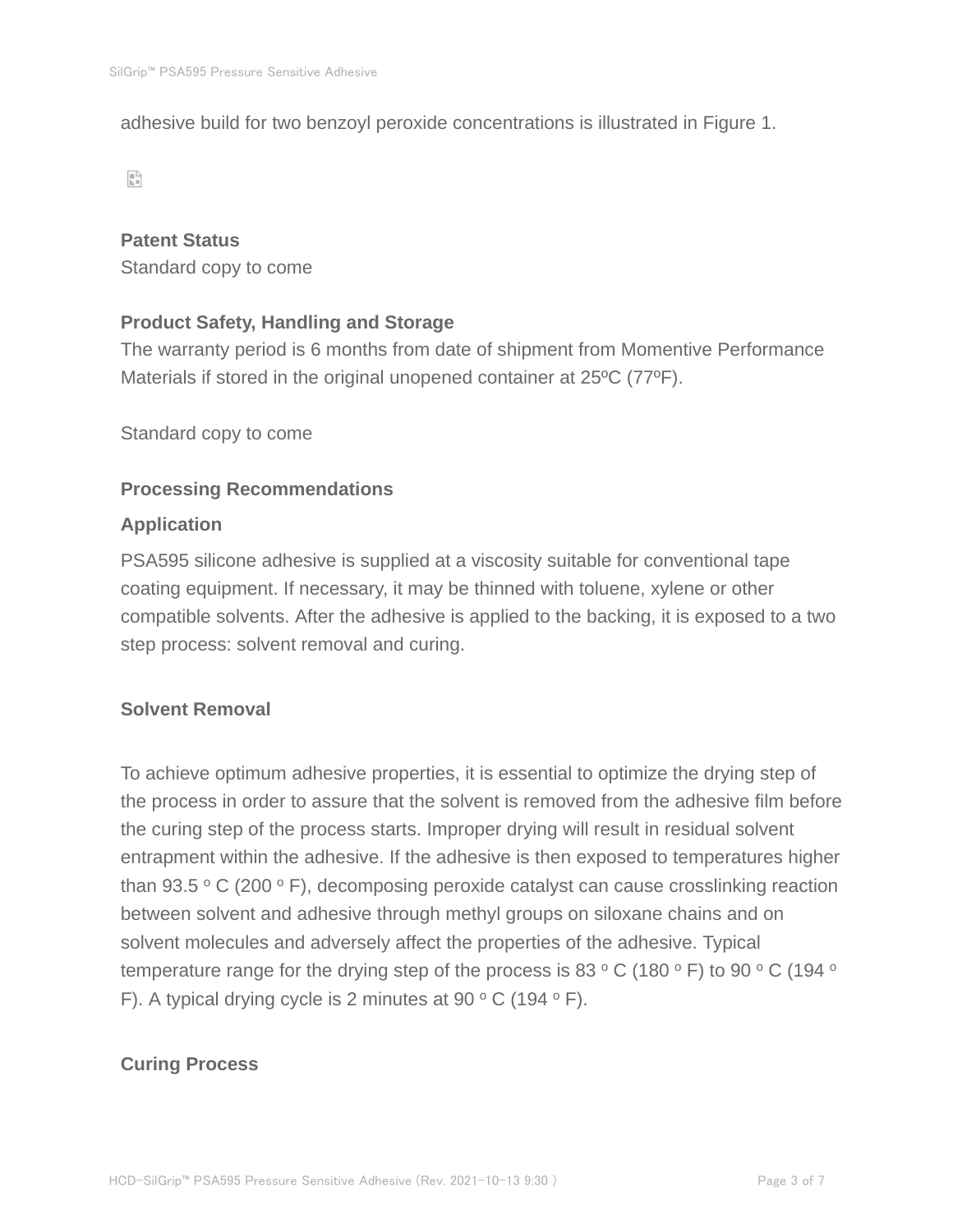adhesive build for two benzoyl peroxide concentrations is illustrated in Figure 1.

### Patent Status

Standard copy to come

### Product Safety, Handling and Storage

The warranty period is 6 months from date of shipment from Momentive Performance Materials if stored in the original unopened container at 25ºC (77ºF).

Standard copy to come

### Processing Recommendations

#### Application

PSA595 silicone adhesive is supplied at a viscosity suitable for conventional tape coating equipment. If necessary, it may be thinned with toluene, xylene or other compatible solvents. After the adhesive is applied to the backing, it is exposed to a two step process: solvent removal and curing.

#### Solvent Removal

To achieve optimum adhesive properties, it is essential to optimize the drying step of the process in order to assure that the solvent is removed from the adhesive film before the curing step of the process starts. Improper drying will result in residual solvent entrapment within the adhesive. If the adhesive is then exposed to temperatures higher than 93.5 º C (200 º F), decomposing peroxide catalyst can cause crosslinking reaction between solvent and adhesive through methyl groups on siloxane chains and on solvent molecules and adversely affect the properties of the adhesive. Typical temperature range for the drying step of the process is 83 º C (180 º F) to 90 º C (194 º F). A typical drying cycle is 2 minutes at 90 º C (194 º F).

#### Curing Process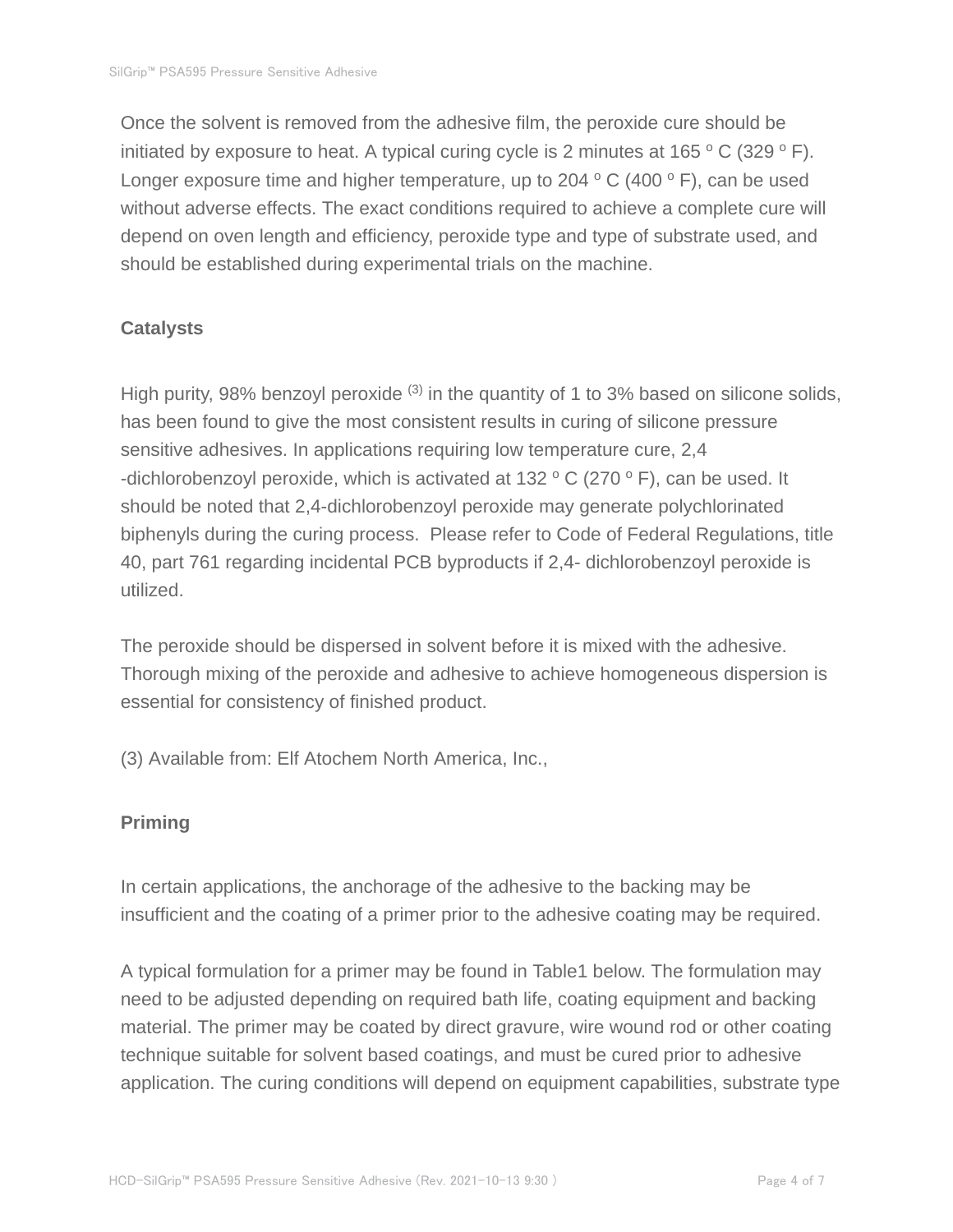Once the solvent is removed from the adhesive film, the peroxide cure should be initiated by exposure to heat. A typical curing cycle is 2 minutes at 165 $^{o}$ C (329 $^{o}$ F). Longer exposure time and higher temperature, up to 204 $^{o}$ C (400 $^{o}$ F), can be used without adverse effects. The exact conditions required to achieve a complete cure will depend on oven length and efficiency, peroxide type and type of substrate used, and should be established during experimental trials on the machine.

**Catalysts**

High purity, 98% benzoyl peroxide [(3)] in the quantity of 1 to 3% based on silicone solids, has been found to give the most consistent results in curing of silicone pressure sensitive adhesives. In applications requiring low temperature cure, 2,4 -dichlorobenzoyl peroxide, which is activated at 132 $^{o}$ C (270 $^{o}$ F), can be used. It should be noted that 2,4-dichlorobenzoyl peroxide may generate polychlorinated biphenyls during the curing process. Please refer to Code of Federal Regulations, title 40, part 761 regarding incidental PCB byproducts if 2,4- dichlorobenzoyl peroxide is utilized.

The peroxide should be dispersed in solvent before it is mixed with the adhesive. Thorough mixing of the peroxide and adhesive to achieve homogeneous dispersion is essential for consistency of finished product.

(3) Available from: Elf Atochem North America, Inc.,

**Priming**

In certain applications, the anchorage of the adhesive to the backing may be insufficient and the coating of a primer prior to the adhesive coating may be required.

A typical formulation for a primer may be found in Table1 below. The formulation may need to be adjusted depending on required bath life, coating equipment and backing material. The primer may be coated by direct gravure, wire wound rod or other coating technique suitable for solvent based coatings, and must be cured prior to adhesive application. The curing conditions will depend on equipment capabilities, substrate type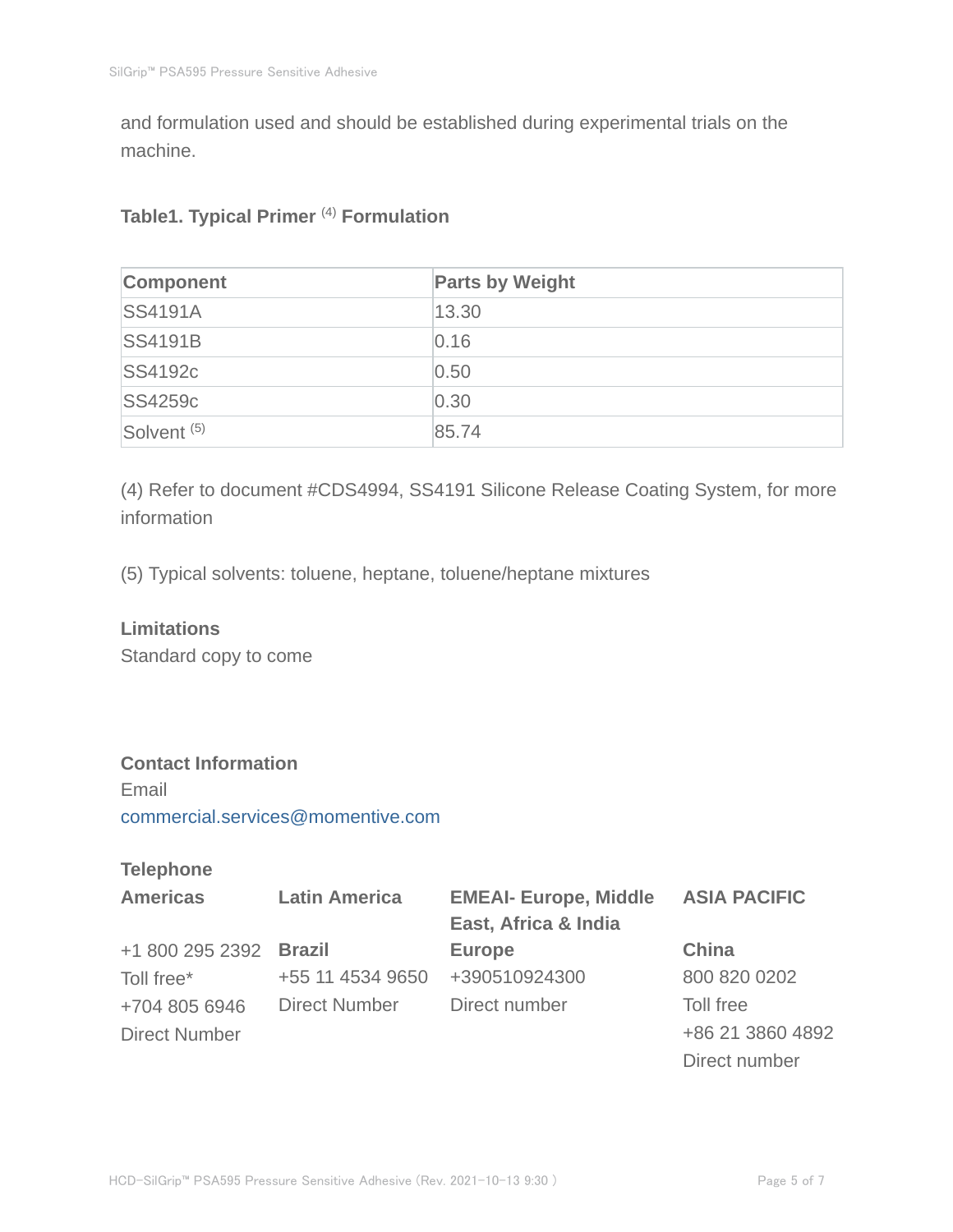and formulation used and should be established during experimental trials on the machine.

**Table1. Typical Primer [4] Formulation**

| Component | Parts by Weight |
| --- | --- |
| SS4191A | 13.30 |
| SS4191B | 0.16 |
| SS4192c | 0.50 |
| SS4259c | 0.30 |
| Solvent [5] | 85.74 |

(4) Refer to document #CDS4994, SS4191 Silicone Release Coating System, for more information

(5) Typical solvents: toluene, heptane, toluene/heptane mixtures

**Limitations**

Standard copy to come

**Contact Information**

Email

commercial.services@momentive.com

**Telephone**

| Americas | Latin America | EMEAI- Europe, Middle East, Africa & India | ASIA PACIFIC |
| --- | --- | --- | --- |
| +1 800 295 2392 Toll free* | **Brazil** | **Europe** | **China** |
| +704 805 6946 Direct Number | +55 11 4534 9650 Direct Number | +390510924300 Direct number | 800 820 0202 Toll free |
| | | | +86 21 3860 4892 Direct number |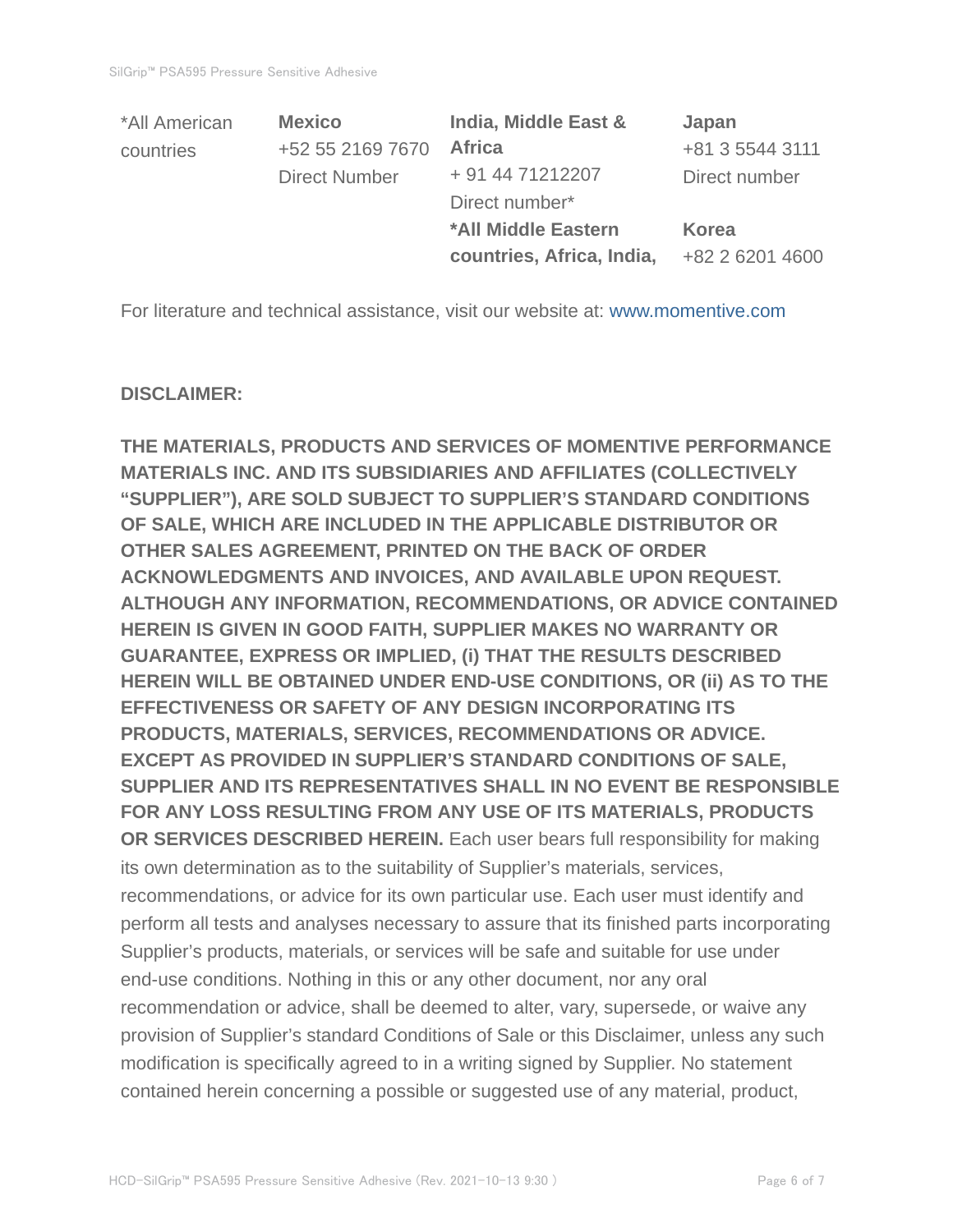*All American countries

**Mexico**
+52 55 2169 7670
Direct Number

**India, Middle East & Africa**
+ 91 44 71212207
Direct number*

***All Middle Eastern countries, Africa, India,**

**Japan**
+81 3 5544 3111
Direct number

**Korea**
+82 2 6201 4600

For literature and technical assistance, visit our website at: www.momentive.com

**DISCLAIMER:**

**THE MATERIALS, PRODUCTS AND SERVICES OF MOMENTIVE PERFORMANCE MATERIALS INC. AND ITS SUBSIDIARIES AND AFFILIATES (COLLECTIVELY "SUPPLIER"), ARE SOLD SUBJECT TO SUPPLIER'S STANDARD CONDITIONS OF SALE, WHICH ARE INCLUDED IN THE APPLICABLE DISTRIBUTOR OR OTHER SALES AGREEMENT, PRINTED ON THE BACK OF ORDER ACKNOWLEDGMENTS AND INVOICES, AND AVAILABLE UPON REQUEST. ALTHOUGH ANY INFORMATION, RECOMMENDATIONS, OR ADVICE CONTAINED HEREIN IS GIVEN IN GOOD FAITH, SUPPLIER MAKES NO WARRANTY OR GUARANTEE, EXPRESS OR IMPLIED, (i) THAT THE RESULTS DESCRIBED HEREIN WILL BE OBTAINED UNDER END-USE CONDITIONS, OR (ii) AS TO THE EFFECTIVENESS OR SAFETY OF ANY DESIGN INCORPORATING ITS PRODUCTS, MATERIALS, SERVICES, RECOMMENDATIONS OR ADVICE. EXCEPT AS PROVIDED IN SUPPLIER'S STANDARD CONDITIONS OF SALE, SUPPLIER AND ITS REPRESENTATIVES SHALL IN NO EVENT BE RESPONSIBLE FOR ANY LOSS RESULTING FROM ANY USE OF ITS MATERIALS, PRODUCTS OR SERVICES DESCRIBED HEREIN.** Each user bears full responsibility for making its own determination as to the suitability of Supplier's materials, services, recommendations, or advice for its own particular use. Each user must identify and perform all tests and analyses necessary to assure that its finished parts incorporating Supplier's products, materials, or services will be safe and suitable for use under end-use conditions. Nothing in this or any other document, nor any oral recommendation or advice, shall be deemed to alter, vary, supersede, or waive any provision of Supplier's standard Conditions of Sale or this Disclaimer, unless any such modification is specifically agreed to in a writing signed by Supplier. No statement contained herein concerning a possible or suggested use of any material, product,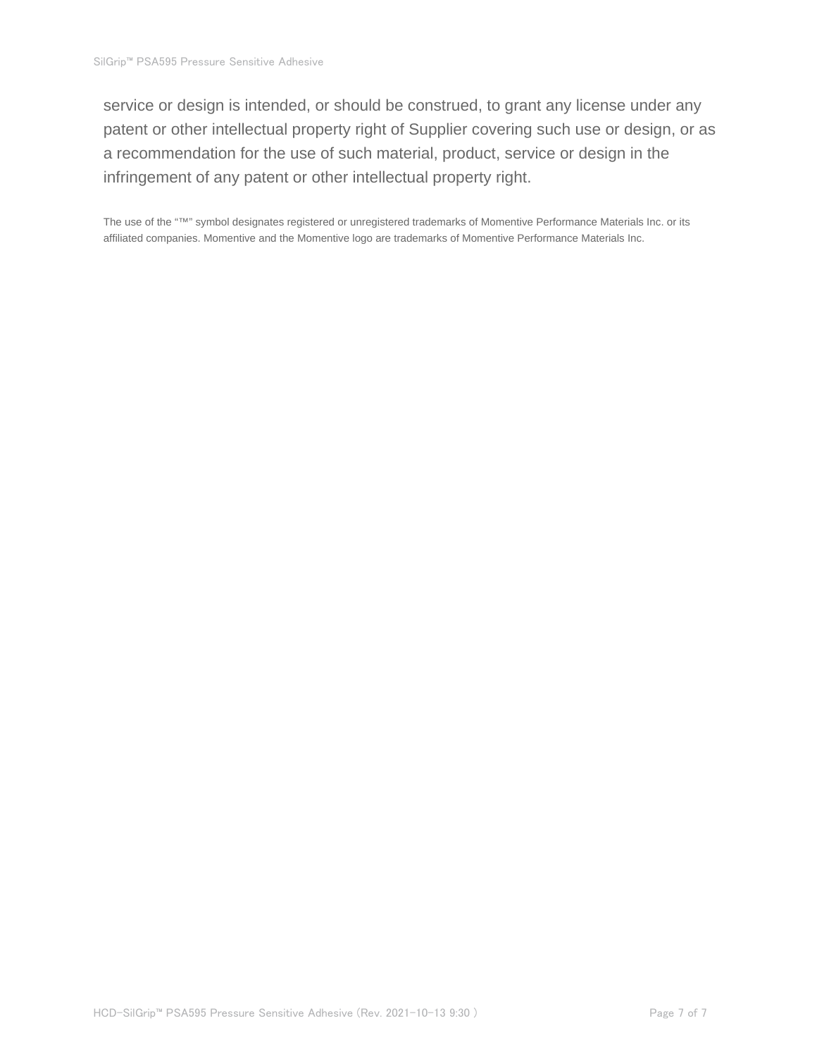service or design is intended, or should be construed, to grant any license under any patent or other intellectual property right of Supplier covering such use or design, or as a recommendation for the use of such material, product, service or design in the infringement of any patent or other intellectual property right.

The use of the "™" symbol designates registered or unregistered trademarks of Momentive Performance Materials Inc. or its affiliated companies. Momentive and the Momentive logo are trademarks of Momentive Performance Materials Inc.